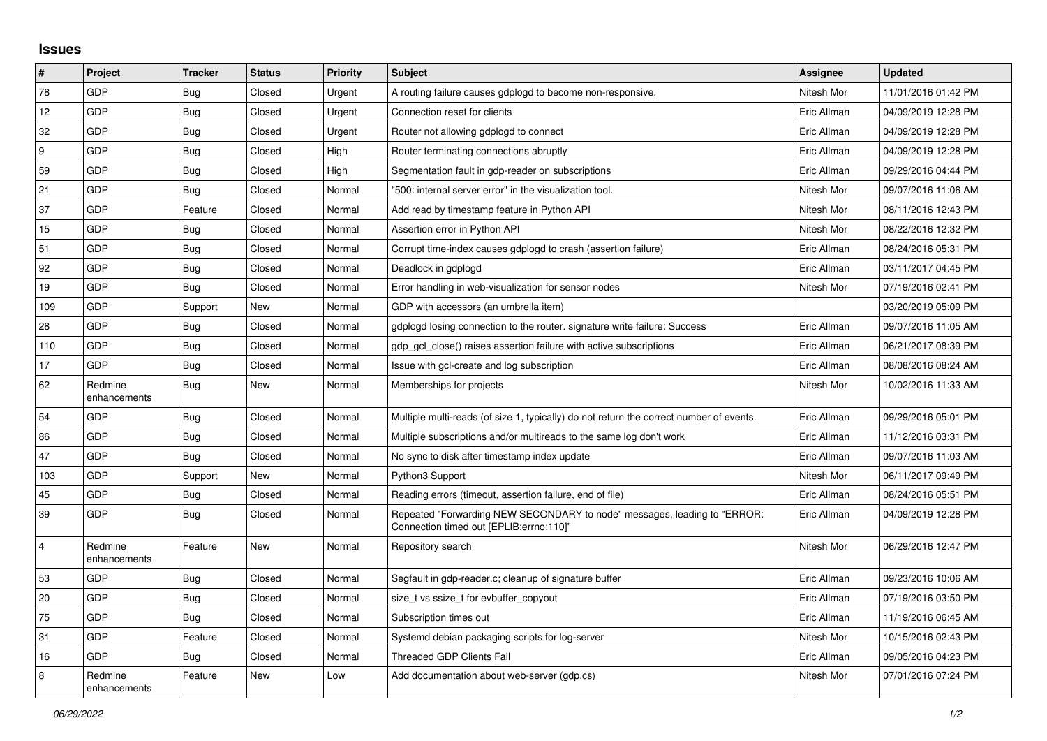## Issues

| # | Project | Tracker | Status | Priority | Subject | Assignee | Updated |
|---|---|---|---|---|---|---|---|
| 78 | GDP | Bug | Closed | Urgent | A routing failure causes gdplogd to become non-responsive. | Nitesh Mor | 11/01/2016 01:42 PM |
| 12 | GDP | Bug | Closed | Urgent | Connection reset for clients | Eric Allman | 04/09/2019 12:28 PM |
| 32 | GDP | Bug | Closed | Urgent | Router not allowing gdplogd to connect | Eric Allman | 04/09/2019 12:28 PM |
| 9 | GDP | Bug | Closed | High | Router terminating connections abruptly | Eric Allman | 04/09/2019 12:28 PM |
| 59 | GDP | Bug | Closed | High | Segmentation fault in gdp-reader on subscriptions | Eric Allman | 09/29/2016 04:44 PM |
| 21 | GDP | Bug | Closed | Normal | "500: internal server error" in the visualization tool. | Nitesh Mor | 09/07/2016 11:06 AM |
| 37 | GDP | Feature | Closed | Normal | Add read by timestamp feature in Python API | Nitesh Mor | 08/11/2016 12:43 PM |
| 15 | GDP | Bug | Closed | Normal | Assertion error in Python API | Nitesh Mor | 08/22/2016 12:32 PM |
| 51 | GDP | Bug | Closed | Normal | Corrupt time-index causes gdplogd to crash (assertion failure) | Eric Allman | 08/24/2016 05:31 PM |
| 92 | GDP | Bug | Closed | Normal | Deadlock in gdplogd | Eric Allman | 03/11/2017 04:45 PM |
| 19 | GDP | Bug | Closed | Normal | Error handling in web-visualization for sensor nodes | Nitesh Mor | 07/19/2016 02:41 PM |
| 109 | GDP | Support | New | Normal | GDP with accessors (an umbrella item) | | 03/20/2019 05:09 PM |
| 28 | GDP | Bug | Closed | Normal | gdplogd losing connection to the router. signature write failure: Success | Eric Allman | 09/07/2016 11:05 AM |
| 110 | GDP | Bug | Closed | Normal | gdp_gcl_close() raises assertion failure with active subscriptions | Eric Allman | 06/21/2017 08:39 PM |
| 17 | GDP | Bug | Closed | Normal | Issue with gcl-create and log subscription | Eric Allman | 08/08/2016 08:24 AM |
| 62 | Redmine enhancements | Bug | New | Normal | Memberships for projects | Nitesh Mor | 10/02/2016 11:33 AM |
| 54 | GDP | Bug | Closed | Normal | Multiple multi-reads (of size 1, typically) do not return the correct number of events. | Eric Allman | 09/29/2016 05:01 PM |
| 86 | GDP | Bug | Closed | Normal | Multiple subscriptions and/or multireads to the same log don't work | Eric Allman | 11/12/2016 03:31 PM |
| 47 | GDP | Bug | Closed | Normal | No sync to disk after timestamp index update | Eric Allman | 09/07/2016 11:03 AM |
| 103 | GDP | Support | New | Normal | Python3 Support | Nitesh Mor | 06/11/2017 09:49 PM |
| 45 | GDP | Bug | Closed | Normal | Reading errors (timeout, assertion failure, end of file) | Eric Allman | 08/24/2016 05:51 PM |
| 39 | GDP | Bug | Closed | Normal | Repeated "Forwarding NEW SECONDARY to node" messages, leading to "ERROR: Connection timed out [EPLIB:errno:110]" | Eric Allman | 04/09/2019 12:28 PM |
| 4 | Redmine enhancements | Feature | New | Normal | Repository search | Nitesh Mor | 06/29/2016 12:47 PM |
| 53 | GDP | Bug | Closed | Normal | Segfault in gdp-reader.c; cleanup of signature buffer | Eric Allman | 09/23/2016 10:06 AM |
| 20 | GDP | Bug | Closed | Normal | size_t vs ssize_t for evbuffer_copyout | Eric Allman | 07/19/2016 03:50 PM |
| 75 | GDP | Bug | Closed | Normal | Subscription times out | Eric Allman | 11/19/2016 06:45 AM |
| 31 | GDP | Feature | Closed | Normal | Systemd debian packaging scripts for log-server | Nitesh Mor | 10/15/2016 02:43 PM |
| 16 | GDP | Bug | Closed | Normal | Threaded GDP Clients Fail | Eric Allman | 09/05/2016 04:23 PM |
| 8 | Redmine enhancements | Feature | New | Low | Add documentation about web-server (gdp.cs) | Nitesh Mor | 07/01/2016 07:24 PM |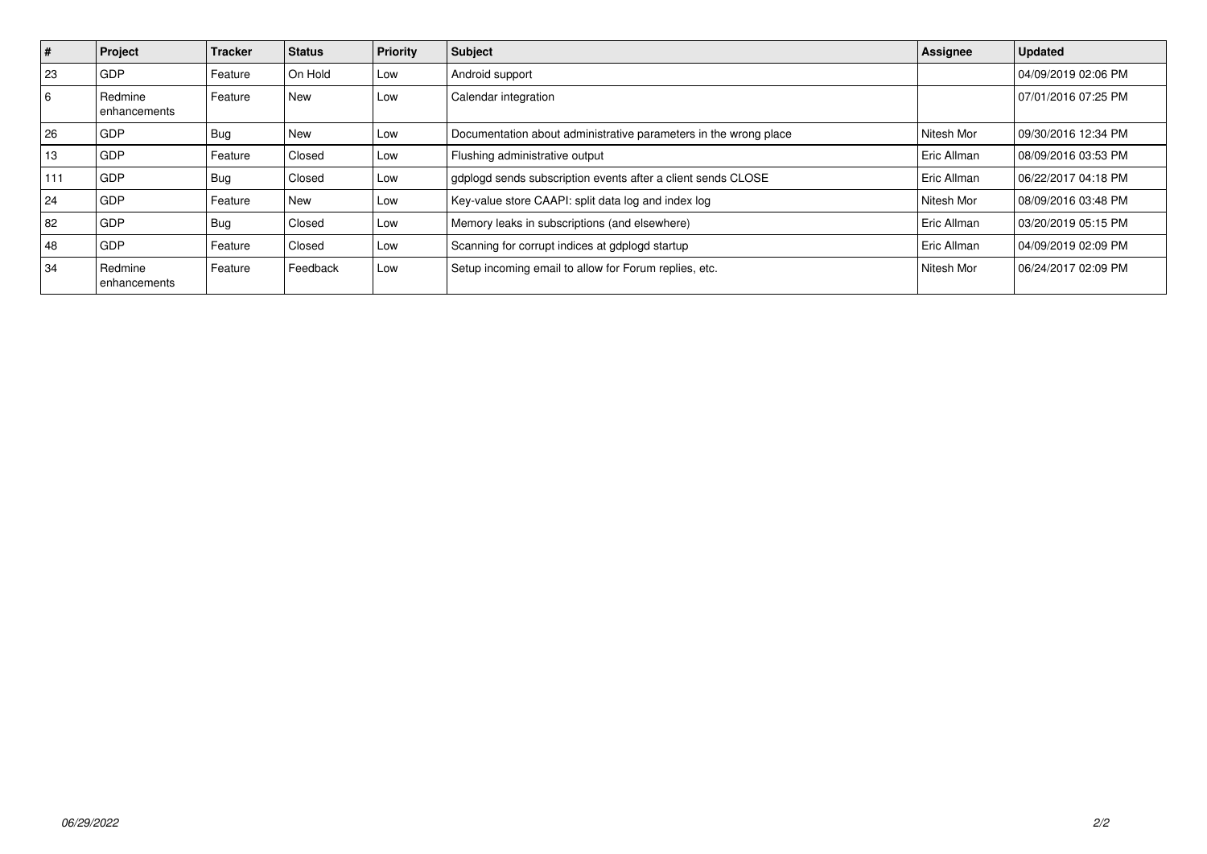| # | Project | Tracker | Status | Priority | Subject | Assignee | Updated |
| --- | --- | --- | --- | --- | --- | --- | --- |
| 23 | GDP | Feature | On Hold | Low | Android support | | 04/09/2019 02:06 PM |
| 6 | Redmine enhancements | Feature | New | Low | Calendar integration | | 07/01/2016 07:25 PM |
| 26 | GDP | Bug | New | Low | Documentation about administrative parameters in the wrong place | Nitesh Mor | 09/30/2016 12:34 PM |
| 13 | GDP | Feature | Closed | Low | Flushing administrative output | Eric Allman | 08/09/2016 03:53 PM |
| 111 | GDP | Bug | Closed | Low | gdplogd sends subscription events after a client sends CLOSE | Eric Allman | 06/22/2017 04:18 PM |
| 24 | GDP | Feature | New | Low | Key-value store CAAPI: split data log and index log | Nitesh Mor | 08/09/2016 03:48 PM |
| 82 | GDP | Bug | Closed | Low | Memory leaks in subscriptions (and elsewhere) | Eric Allman | 03/20/2019 05:15 PM |
| 48 | GDP | Feature | Closed | Low | Scanning for corrupt indices at gdplogd startup | Eric Allman | 04/09/2019 02:09 PM |
| 34 | Redmine enhancements | Feature | Feedback | Low | Setup incoming email to allow for Forum replies, etc. | Nitesh Mor | 06/24/2017 02:09 PM |